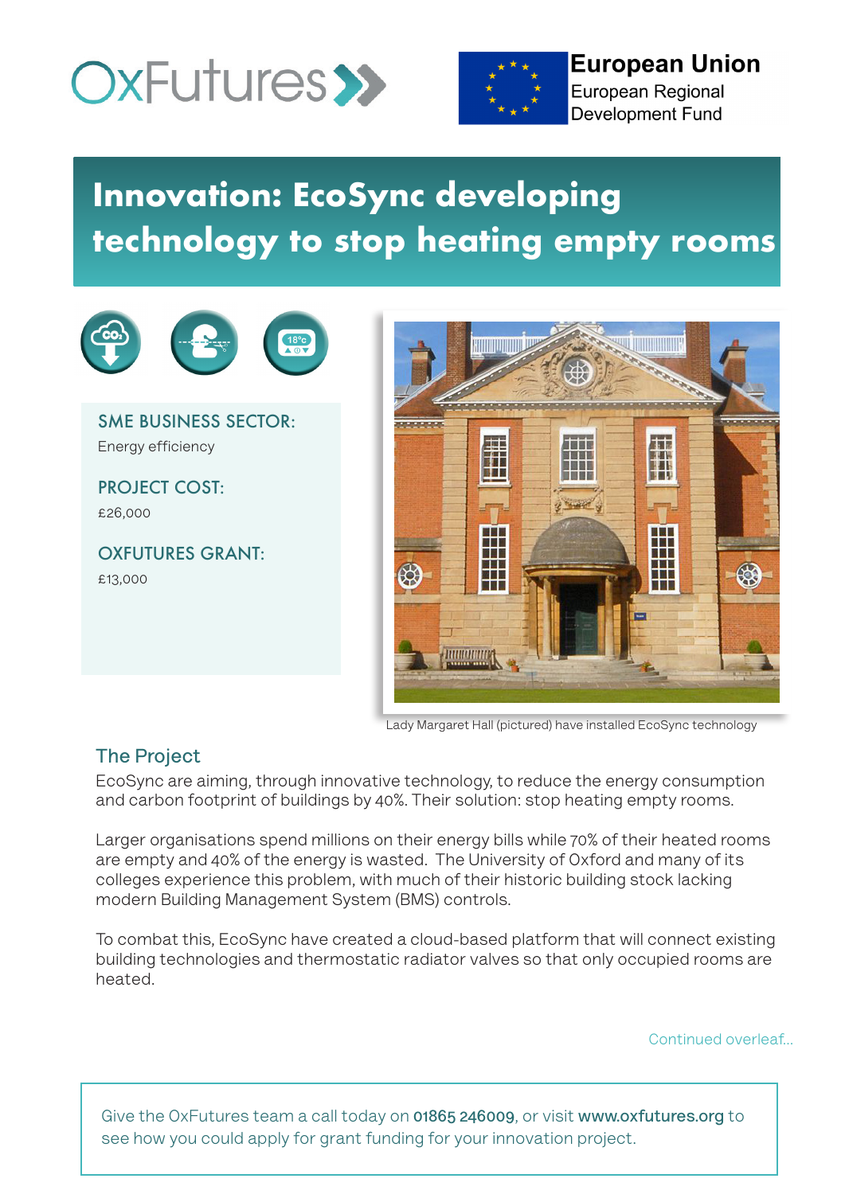OxFutures

European Union
European Regional Development Fund

# Innovation: EcoSync developing technology to stop heating empty rooms

**SME BUSINESS SECTOR:**
Energy efficiency

**PROJECT COST:**
£26,000

**OXFUTURES GRANT:**
£13,000

Lady Margaret Hall (pictured) have installed EcoSync technology

## The Project

EcoSync are aiming, through innovative technology, to reduce the energy consumption and carbon footprint of buildings by 40%. Their solution: stop heating empty rooms.

Larger organisations spend millions on their energy bills while 70% of their heated rooms are empty and 40% of the energy is wasted. The University of Oxford and many of its colleges experience this problem, with much of their historic building stock lacking modern Building Management System (BMS) controls.

To combat this, EcoSync have created a cloud-based platform that will connect existing building technologies and thermostatic radiator valves so that only occupied rooms are heated.

Continued overleaf...

Give the OxFutures team a call today on **01865 246009**, or visit **www.oxfutures.org** to see how you could apply for grant funding for your innovation project.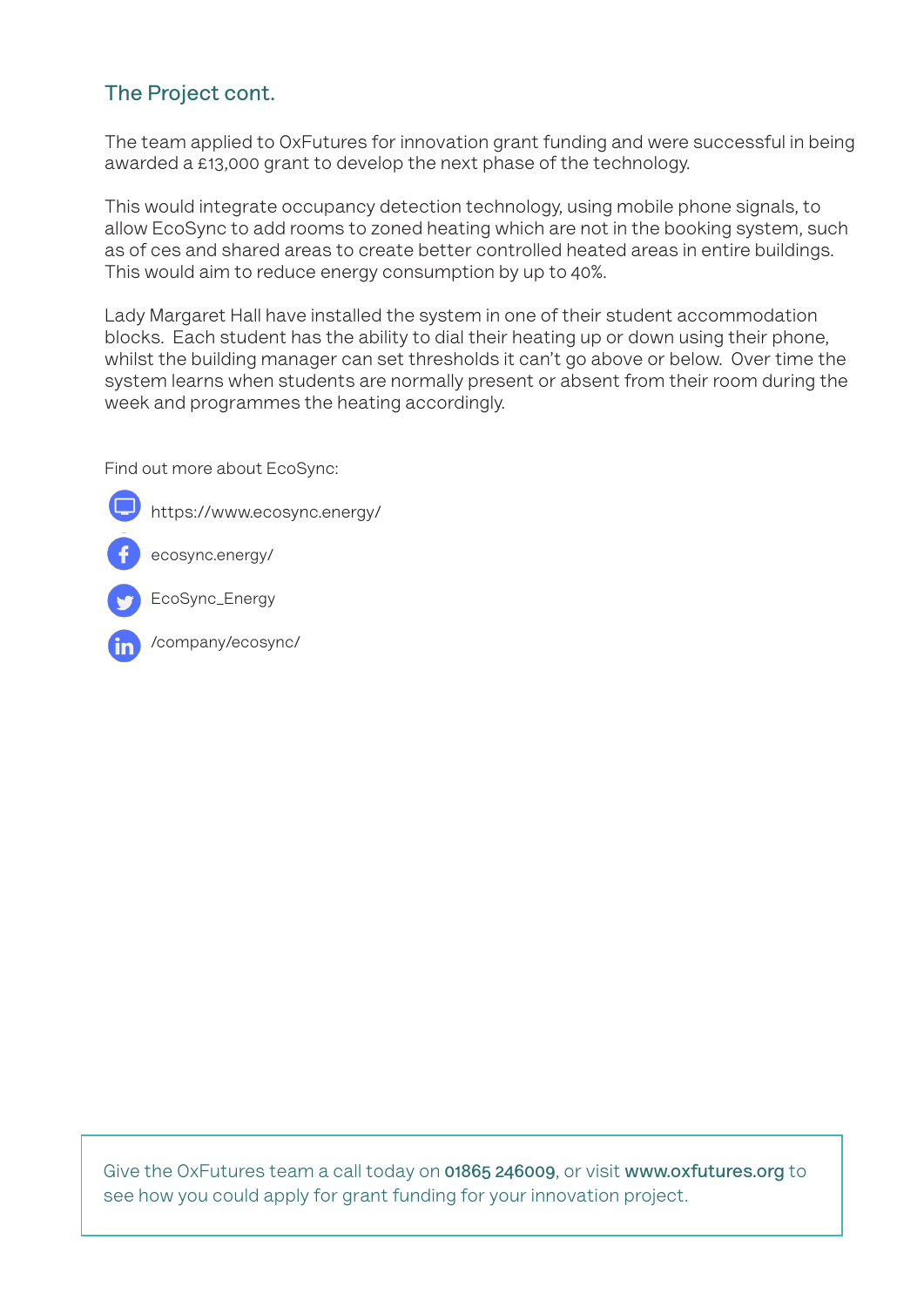## The Project cont.

The team applied to OxFutures for innovation grant funding and were successful in being awarded a £13,000 grant to develop the next phase of the technology.

This would integrate occupancy detection technology, using mobile phone signals, to allow EcoSync to add rooms to zoned heating which are not in the booking system, such as of ces and shared areas to create better controlled heated areas in entire buildings. This would aim to reduce energy consumption by up to 40%.

Lady Margaret Hall have installed the system in one of their student accommodation blocks. Each student has the ability to dial their heating up or down using their phone, whilst the building manager can set thresholds it can't go above or below. Over time the system learns when students are normally present or absent from their room during the week and programmes the heating accordingly.

Find out more about EcoSync:

- https://www.ecosync.energy/
- ecosync.energy/
- EcoSync_Energy
- /company/ecosync/

Give the OxFutures team a call today on **01865 246009**, or visit **www.oxfutures.org** to see how you could apply for grant funding for your innovation project.